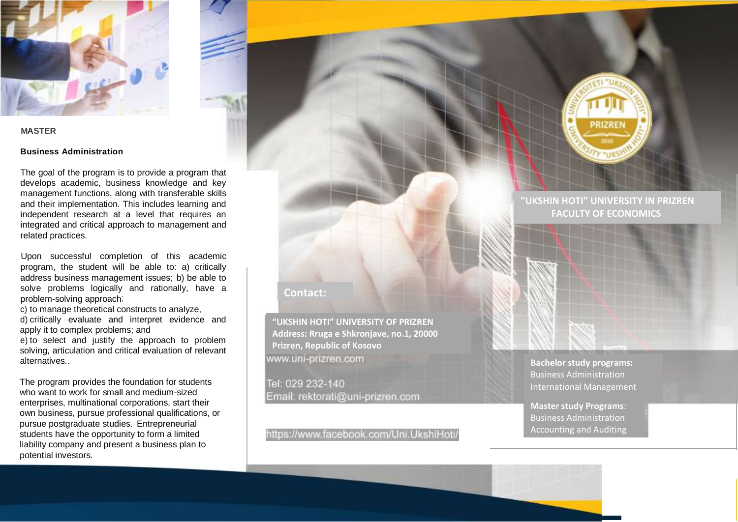MASTER

## Business Administration

The goal of the program is to provide a program that develops academic, business knowledge and key management functions, along with transferable skills and their implementation. This includes learning and independent research at a level that requires an integrated and critical approach to management and related practices.

Upon successful completion of this academic program, the student will be able to: a) critically address business management issues; b) be able to solve problems logically and rationally, have a problem-solving approach;
c) to manage theoretical constructs to analyze,
d) critically evaluate and interpret evidence and apply it to complex problems; and
e) to select and justify the approach to problem solving, articulation and critical evaluation of relevant alternatives..

The program provides the foundation for students who want to work for small and medium-sized enterprises, multinational corporations, start their own business, pursue professional qualifications, or pursue postgraduate studies. Entrepreneurial students have the opportunity to form a limited liability company and present a business plan to potential investors.

## Contact:

**"UKSHIN HOTI" UNIVERSITY OF PRIZREN**
**Address: Rruga e Shkronjave, no.1, 20000**
**Prizren, Republic of Kosovo**
www.uni-prizren.com

Tel: 029 232-140
Email: rektorati@uni-prizren.com

https://www.facebook.com/Uni.UkshiHoti/

PRIZREN 2010

## "UKSHIN HOTI" UNIVERSITY IN PRIZREN
## FACULTY OF ECONOMICS

**Bachelor study programs:**
Business Administration
International Management

**Master study Programs**:
Business Administration
Accounting and Auditing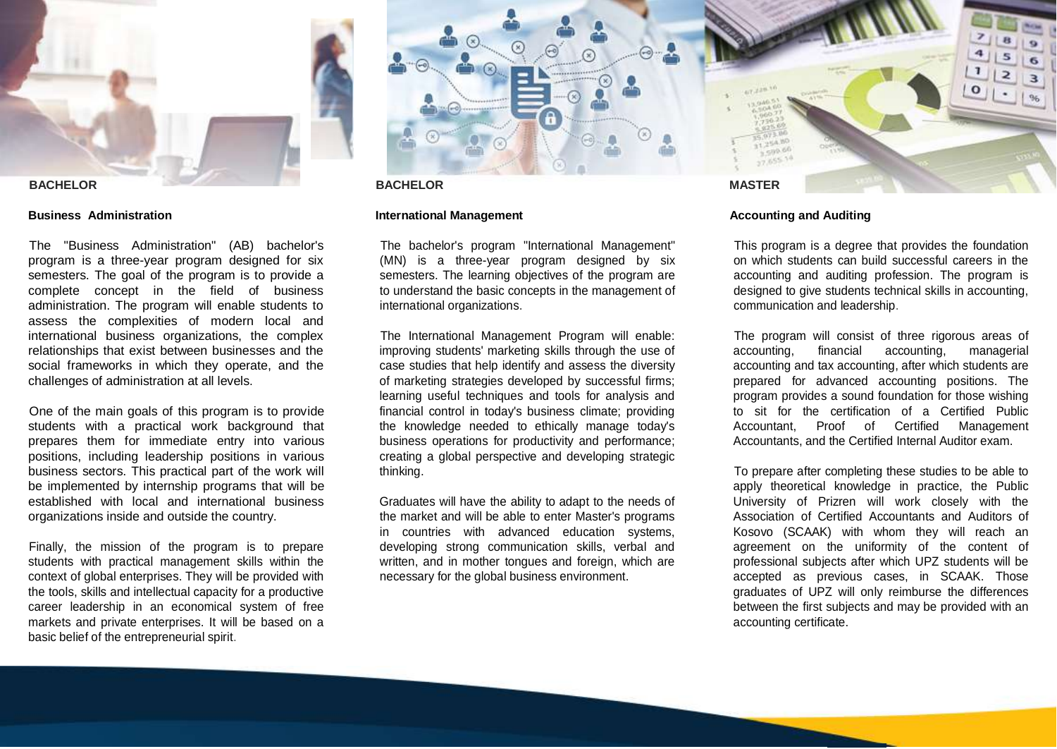BACHELOR

## Business Administration

The "Business Administration" (AB) bachelor's program is a three-year program designed for six semesters. The goal of the program is to provide a complete concept in the field of business administration. The program will enable students to assess the complexities of modern local and international business organizations, the complex relationships that exist between businesses and the social frameworks in which they operate, and the challenges of administration at all levels.

One of the main goals of this program is to provide students with a practical work background that prepares them for immediate entry into various positions, including leadership positions in various business sectors. This practical part of the work will be implemented by internship programs that will be established with local and international business organizations inside and outside the country.

Finally, the mission of the program is to prepare students with practical management skills within the context of global enterprises. They will be provided with the tools, skills and intellectual capacity for a productive career leadership in an economical system of free markets and private enterprises. It will be based on a basic belief of the entrepreneurial spirit.

BACHELOR

## International Management

The bachelor's program "International Management" (MN) is a three-year program designed by six semesters. The learning objectives of the program are to understand the basic concepts in the management of international organizations.

The International Management Program will enable: improving students' marketing skills through the use of case studies that help identify and assess the diversity of marketing strategies developed by successful firms; learning useful techniques and tools for analysis and financial control in today's business climate; providing the knowledge needed to ethically manage today's business operations for productivity and performance; creating a global perspective and developing strategic thinking.

Graduates will have the ability to adapt to the needs of the market and will be able to enter Master's programs in countries with advanced education systems, developing strong communication skills, verbal and written, and in mother tongues and foreign, which are necessary for the global business environment.

MASTER

## Accounting and Auditing

This program is a degree that provides the foundation on which students can build successful careers in the accounting and auditing profession. The program is designed to give students technical skills in accounting, communication and leadership.

The program will consist of three rigorous areas of accounting, financial accounting, managerial accounting and tax accounting, after which students are prepared for advanced accounting positions. The program provides a sound foundation for those wishing to sit for the certification of a Certified Public Accountant, Proof of Certified Management Accountants, and the Certified Internal Auditor exam.

To prepare after completing these studies to be able to apply theoretical knowledge in practice, the Public University of Prizren will work closely with the Association of Certified Accountants and Auditors of Kosovo (SCAAK) with whom they will reach an agreement on the uniformity of the content of professional subjects after which UPZ students will be accepted as previous cases, in SCAAK. Those graduates of UPZ will only reimburse the differences between the first subjects and may be provided with an accounting certificate.